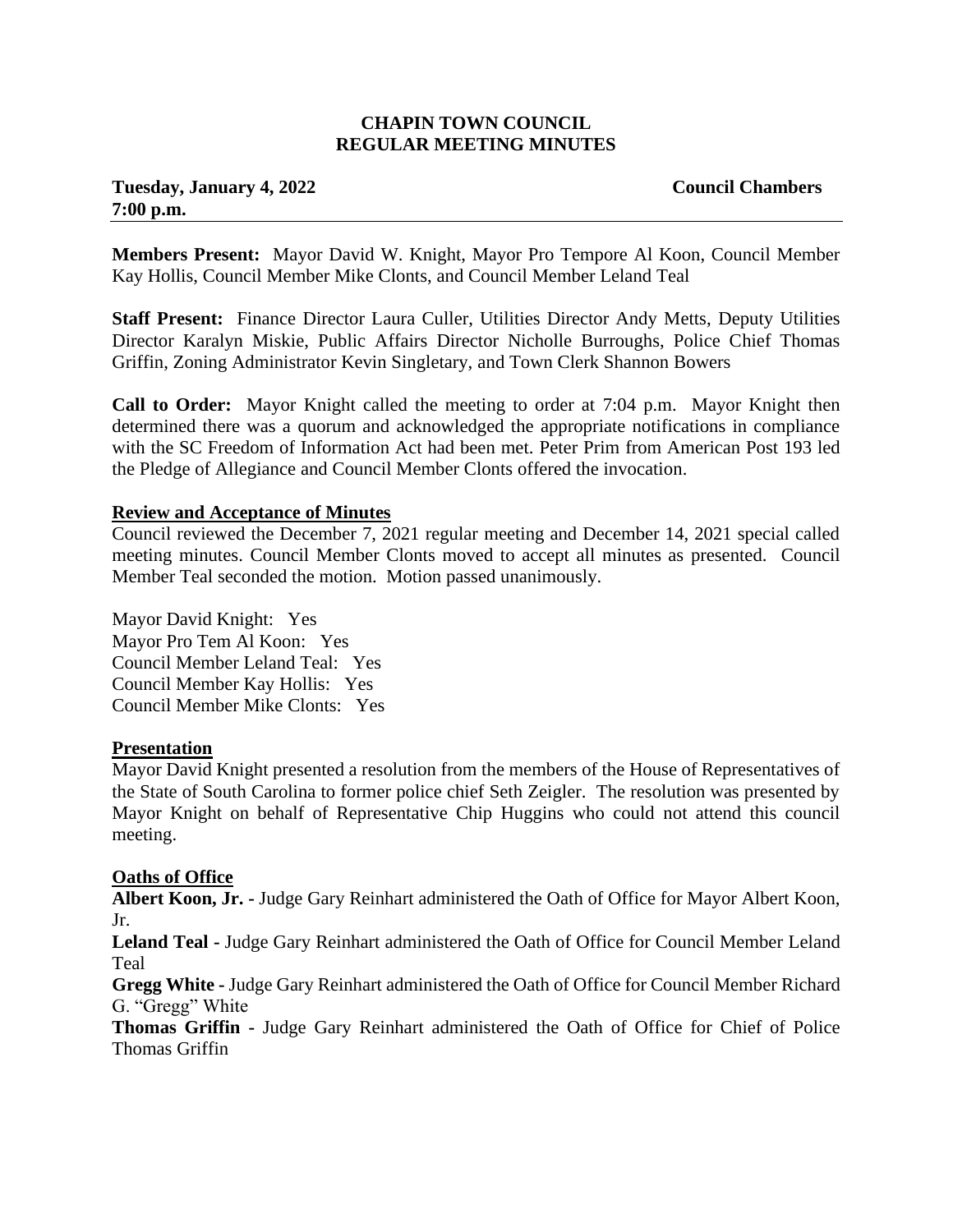# CHAPIN TOWN COUNCIL
## REGULAR MEETING MINUTES

**Tuesday, January 4, 2022** **Council Chambers**
**7:00 p.m.**

---

**Members Present:** Mayor David W. Knight, Mayor Pro Tempore Al Koon, Council Member Kay Hollis, Council Member Mike Clonts, and Council Member Leland Teal

**Staff Present:** Finance Director Laura Culler, Utilities Director Andy Metts, Deputy Utilities Director Karalyn Miskie, Public Affairs Director Nicholle Burroughs, Police Chief Thomas Griffin, Zoning Administrator Kevin Singletary, and Town Clerk Shannon Bowers

**Call to Order:** Mayor Knight called the meeting to order at 7:04 p.m. Mayor Knight then determined there was a quorum and acknowledged the appropriate notifications in compliance with the SC Freedom of Information Act had been met. Peter Prim from American Post 193 led the Pledge of Allegiance and Council Member Clonts offered the invocation.

**Review and Acceptance of Minutes**

Council reviewed the December 7, 2021 regular meeting and December 14, 2021 special called meeting minutes. Council Member Clonts moved to accept all minutes as presented. Council Member Teal seconded the motion. Motion passed unanimously.

Mayor David Knight: Yes
Mayor Pro Tem Al Koon: Yes
Council Member Leland Teal: Yes
Council Member Kay Hollis: Yes
Council Member Mike Clonts: Yes

**Presentation**

Mayor David Knight presented a resolution from the members of the House of Representatives of the State of South Carolina to former police chief Seth Zeigler. The resolution was presented by Mayor Knight on behalf of Representative Chip Huggins who could not attend this council meeting.

**Oaths of Office**

**Albert Koon, Jr. -** Judge Gary Reinhart administered the Oath of Office for Mayor Albert Koon, Jr.

**Leland Teal -** Judge Gary Reinhart administered the Oath of Office for Council Member Leland Teal

**Gregg White -** Judge Gary Reinhart administered the Oath of Office for Council Member Richard G. "Gregg" White

**Thomas Griffin -** Judge Gary Reinhart administered the Oath of Office for Chief of Police Thomas Griffin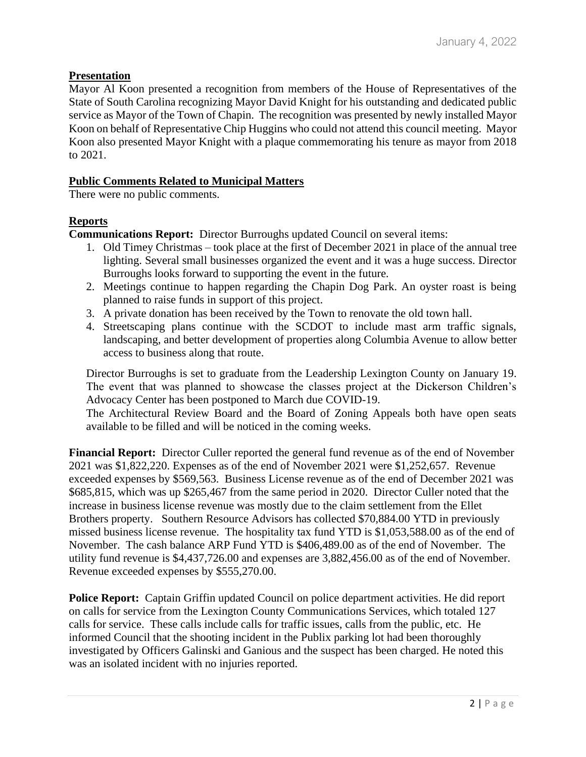**Presentation**

Mayor Al Koon presented a recognition from members of the House of Representatives of the State of South Carolina recognizing Mayor David Knight for his outstanding and dedicated public service as Mayor of the Town of Chapin. The recognition was presented by newly installed Mayor Koon on behalf of Representative Chip Huggins who could not attend this council meeting. Mayor Koon also presented Mayor Knight with a plaque commemorating his tenure as mayor from 2018 to 2021.

**Public Comments Related to Municipal Matters**

There were no public comments.

**Reports**

**Communications Report:** Director Burroughs updated Council on several items:

1. Old Timey Christmas – took place at the first of December 2021 in place of the annual tree lighting. Several small businesses organized the event and it was a huge success. Director Burroughs looks forward to supporting the event in the future.
2. Meetings continue to happen regarding the Chapin Dog Park. An oyster roast is being planned to raise funds in support of this project.
3. A private donation has been received by the Town to renovate the old town hall.
4. Streetscaping plans continue with the SCDOT to include mast arm traffic signals, landscaping, and better development of properties along Columbia Avenue to allow better access to business along that route.

Director Burroughs is set to graduate from the Leadership Lexington County on January 19. The event that was planned to showcase the classes project at the Dickerson Children's Advocacy Center has been postponed to March due COVID-19.

The Architectural Review Board and the Board of Zoning Appeals both have open seats available to be filled and will be noticed in the coming weeks.

**Financial Report:** Director Culler reported the general fund revenue as of the end of November 2021 was $1,822,220. Expenses as of the end of November 2021 were $1,252,657. Revenue exceeded expenses by $569,563. Business License revenue as of the end of December 2021 was $685,815, which was up $265,467 from the same period in 2020. Director Culler noted that the increase in business license revenue was mostly due to the claim settlement from the Ellet Brothers property. Southern Resource Advisors has collected $70,884.00 YTD in previously missed business license revenue. The hospitality tax fund YTD is $1,053,588.00 as of the end of November. The cash balance ARP Fund YTD is $406,489.00 as of the end of November. The utility fund revenue is $4,437,726.00 and expenses are 3,882,456.00 as of the end of November. Revenue exceeded expenses by $555,270.00.

**Police Report:** Captain Griffin updated Council on police department activities. He did report on calls for service from the Lexington County Communications Services, which totaled 127 calls for service. These calls include calls for traffic issues, calls from the public, etc. He informed Council that the shooting incident in the Publix parking lot had been thoroughly investigated by Officers Galinski and Ganious and the suspect has been charged. He noted this was an isolated incident with no injuries reported.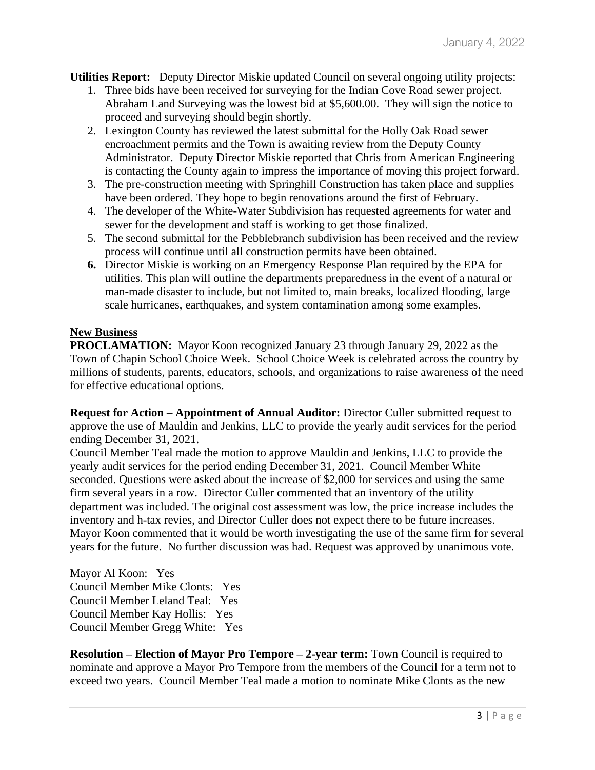**Utilities Report:** Deputy Director Miskie updated Council on several ongoing utility projects:

1. Three bids have been received for surveying for the Indian Cove Road sewer project. Abraham Land Surveying was the lowest bid at $5,600.00. They will sign the notice to proceed and surveying should begin shortly.
2. Lexington County has reviewed the latest submittal for the Holly Oak Road sewer encroachment permits and the Town is awaiting review from the Deputy County Administrator. Deputy Director Miskie reported that Chris from American Engineering is contacting the County again to impress the importance of moving this project forward.
3. The pre-construction meeting with Springhill Construction has taken place and supplies have been ordered. They hope to begin renovations around the first of February.
4. The developer of the White-Water Subdivision has requested agreements for water and sewer for the development and staff is working to get those finalized.
5. The second submittal for the Pebblebranch subdivision has been received and the review process will continue until all construction permits have been obtained.
6. Director Miskie is working on an Emergency Response Plan required by the EPA for utilities. This plan will outline the departments preparedness in the event of a natural or man-made disaster to include, but not limited to, main breaks, localized flooding, large scale hurricanes, earthquakes, and system contamination among some examples.

**New Business**

**PROCLAMATION:** Mayor Koon recognized January 23 through January 29, 2022 as the Town of Chapin School Choice Week. School Choice Week is celebrated across the country by millions of students, parents, educators, schools, and organizations to raise awareness of the need for effective educational options.

**Request for Action – Appointment of Annual Auditor:** Director Culler submitted request to approve the use of Mauldin and Jenkins, LLC to provide the yearly audit services for the period ending December 31, 2021.
Council Member Teal made the motion to approve Mauldin and Jenkins, LLC to provide the yearly audit services for the period ending December 31, 2021. Council Member White seconded. Questions were asked about the increase of $2,000 for services and using the same firm several years in a row. Director Culler commented that an inventory of the utility department was included. The original cost assessment was low, the price increase includes the inventory and h-tax revies, and Director Culler does not expect there to be future increases. Mayor Koon commented that it would be worth investigating the use of the same firm for several years for the future. No further discussion was had. Request was approved by unanimous vote.

Mayor Al Koon: Yes
Council Member Mike Clonts: Yes
Council Member Leland Teal: Yes
Council Member Kay Hollis: Yes
Council Member Gregg White: Yes

**Resolution – Election of Mayor Pro Tempore – 2-year term:** Town Council is required to nominate and approve a Mayor Pro Tempore from the members of the Council for a term not to exceed two years. Council Member Teal made a motion to nominate Mike Clonts as the new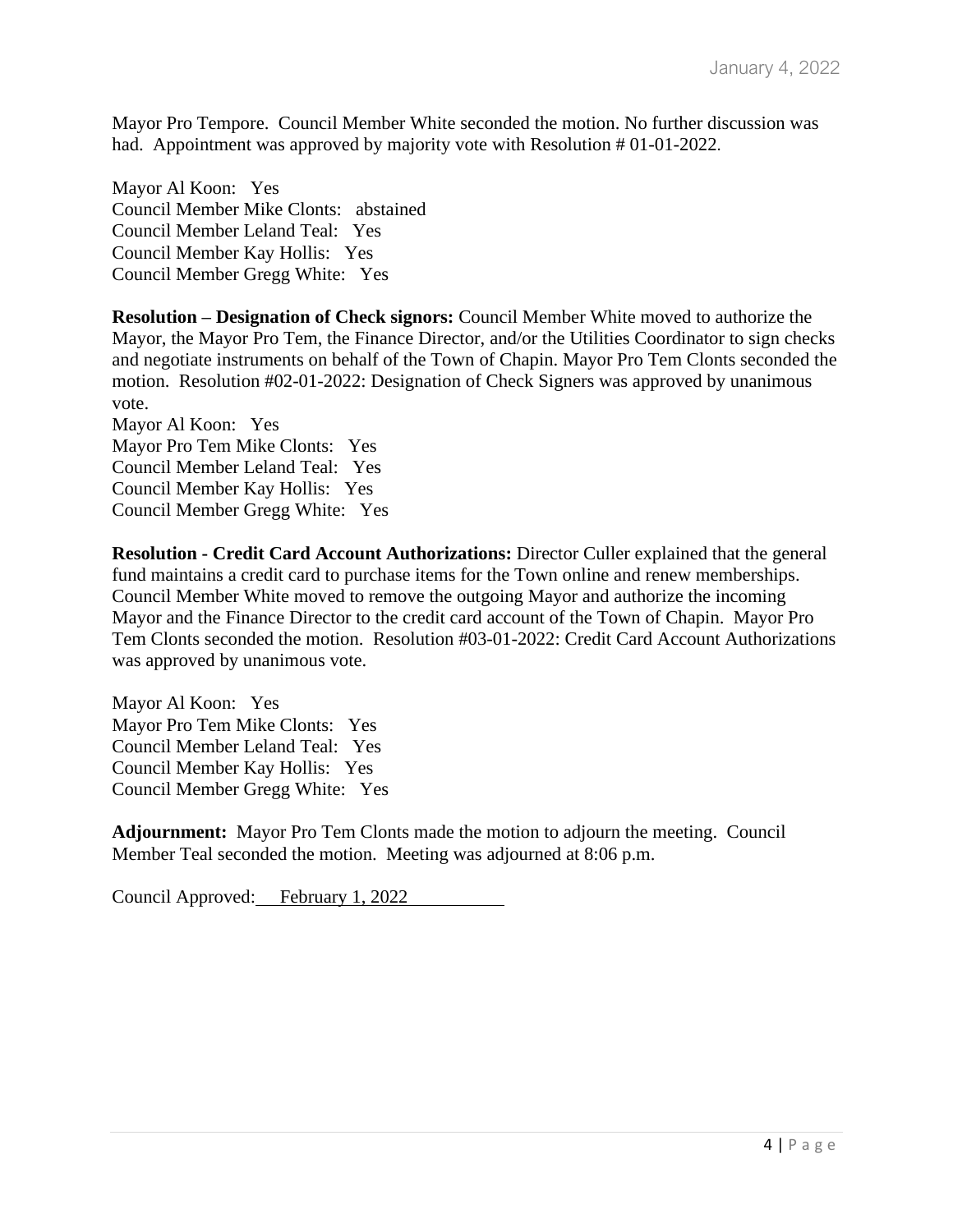Mayor Pro Tempore. Council Member White seconded the motion. No further discussion was had. Appointment was approved by majority vote with Resolution # 01-01-2022.

Mayor Al Koon: Yes
Council Member Mike Clonts: abstained
Council Member Leland Teal: Yes
Council Member Kay Hollis: Yes
Council Member Gregg White: Yes

**Resolution – Designation of Check signors:** Council Member White moved to authorize the Mayor, the Mayor Pro Tem, the Finance Director, and/or the Utilities Coordinator to sign checks and negotiate instruments on behalf of the Town of Chapin. Mayor Pro Tem Clonts seconded the motion. Resolution #02-01-2022: Designation of Check Signers was approved by unanimous vote.
Mayor Al Koon: Yes
Mayor Pro Tem Mike Clonts: Yes
Council Member Leland Teal: Yes
Council Member Kay Hollis: Yes
Council Member Gregg White: Yes

**Resolution - Credit Card Account Authorizations:** Director Culler explained that the general fund maintains a credit card to purchase items for the Town online and renew memberships. Council Member White moved to remove the outgoing Mayor and authorize the incoming Mayor and the Finance Director to the credit card account of the Town of Chapin. Mayor Pro Tem Clonts seconded the motion. Resolution #03-01-2022: Credit Card Account Authorizations was approved by unanimous vote.

Mayor Al Koon: Yes
Mayor Pro Tem Mike Clonts: Yes
Council Member Leland Teal: Yes
Council Member Kay Hollis: Yes
Council Member Gregg White: Yes

**Adjournment:** Mayor Pro Tem Clonts made the motion to adjourn the meeting. Council Member Teal seconded the motion. Meeting was adjourned at 8:06 p.m.

Council Approved: February 1, 2022